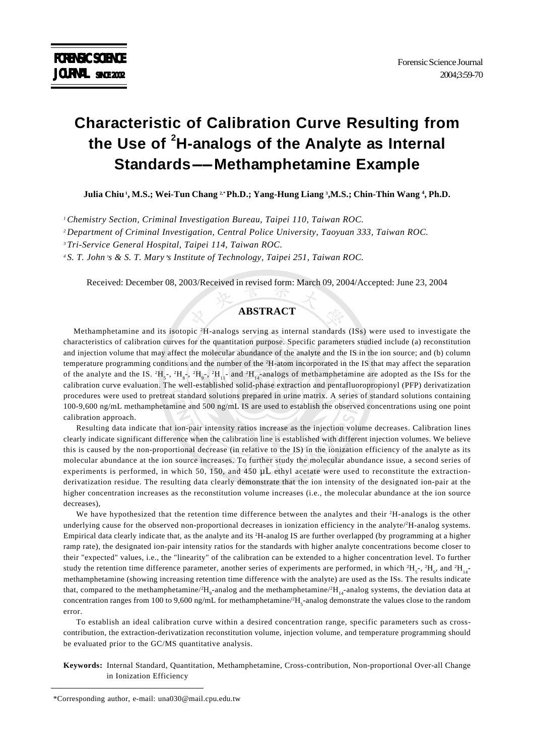# Characteristic of Calibration Curve Resulting from the Use of $^{2}$H-analogs of the Analyte as Internal Standards—Methamphetamine Example

**Julia Chiu [1], M.S.; Wei-Tun Chang [2,*] Ph.D.; Yang-Hung Liang [3], M.S.; Chin-Thin Wang [4], Ph.D.**

[1] *Chemistry Section, Criminal Investigation Bureau, Taipei 110, Taiwan ROC.*

[2] *Department of Criminal Investigation, Central Police University, Taoyuan 333, Taiwan ROC.*

[3] *Tri-Service General Hospital, Taipei 114, Taiwan ROC.*

[4] *S. T. John's & S. T. Mary's Institute of Technology, Taipei 251, Taiwan ROC.*

Received: December 08, 2003/Received in revised form: March 09, 2004/Accepted: June 23, 2004

## ABSTRACT

Methamphetamine and its isotopic $^{2}$H-analogs serving as internal standards (ISs) were used to investigate the characteristics of calibration curves for the quantitation purpose. Specific parameters studied include (a) reconstitution and injection volume that may affect the molecular abundance of the analyte and the IS in the ion source; and (b) column temperature programming conditions and the number of the $^{2}$H-atom incorporated in the IS that may affect the separation of the analyte and the IS. $^{2}H_{5}$-, $^{2}H_{8}$-, $^{2}H_{9}$-, $^{2}H_{11}$- and $^{2}H_{14}$-analogs of methamphetamine are adopted as the ISs for the calibration curve evaluation. The well-established solid-phase extraction and pentafluoropropionyl (PFP) derivatization procedures were used to pretreat standard solutions prepared in urine matrix. A series of standard solutions containing 100-9,600 ng/mL methamphetamine and 500 ng/mL IS are used to establish the observed concentrations using one point calibration approach.

Resulting data indicate that ion-pair intensity ratios increase as the injection volume decreases. Calibration lines clearly indicate significant difference when the calibration line is established with different injection volumes. We believe this is caused by the non-proportional decrease (in relative to the IS) in the ionization efficiency of the analyte as its molecular abundance at the ion source increases. To further study the molecular abundance issue, a second series of experiments is performed, in which 50, 150, and 450 μL ethyl acetate were used to reconstitute the extraction-derivatization residue. The resulting data clearly demonstrate that the ion intensity of the designated ion-pair at the higher concentration increases as the reconstitution volume increases (i.e., the molecular abundance at the ion source decreases),

We have hypothesized that the retention time difference between the analytes and their $^{2}$H-analogs is the other underlying cause for the observed non-proportional decreases in ionization efficiency in the analyte/$^{2}$H-analog systems. Empirical data clearly indicate that, as the analyte and its $^{2}$H-analog IS are further overlapped (by programming at a higher ramp rate), the designated ion-pair intensity ratios for the standards with higher analyte concentrations become closer to their "expected" values, i.e., the "linearity" of the calibration can be extended to a higher concentration level. To further study the retention time difference parameter, another series of experiments are performed, in which $^{2}H_{5}$-, $^{2}H_{9}$, and $^{2}H_{14}$-methamphetamine (showing increasing retention time difference with the analyte) are used as the ISs. The results indicate that, compared to the methamphetamine/$^{2}H_{9}$-analog and the methamphetamine/$^{2}H_{14}$-analog systems, the deviation data at concentration ranges from 100 to 9,600 ng/mL for methamphetamine/$^{2}H_{5}$-analog demonstrate the values close to the random error.

To establish an ideal calibration curve within a desired concentration range, specific parameters such as cross-contribution, the extraction-derivatization reconstitution volume, injection volume, and temperature programming should be evaluated prior to the GC/MS quantitative analysis.

**Keywords:** Internal Standard, Quantitation, Methamphetamine, Cross-contribution, Non-proportional Over-all Change in Ionization Efficiency

*Corresponding author, e-mail: una030@mail.cpu.edu.tw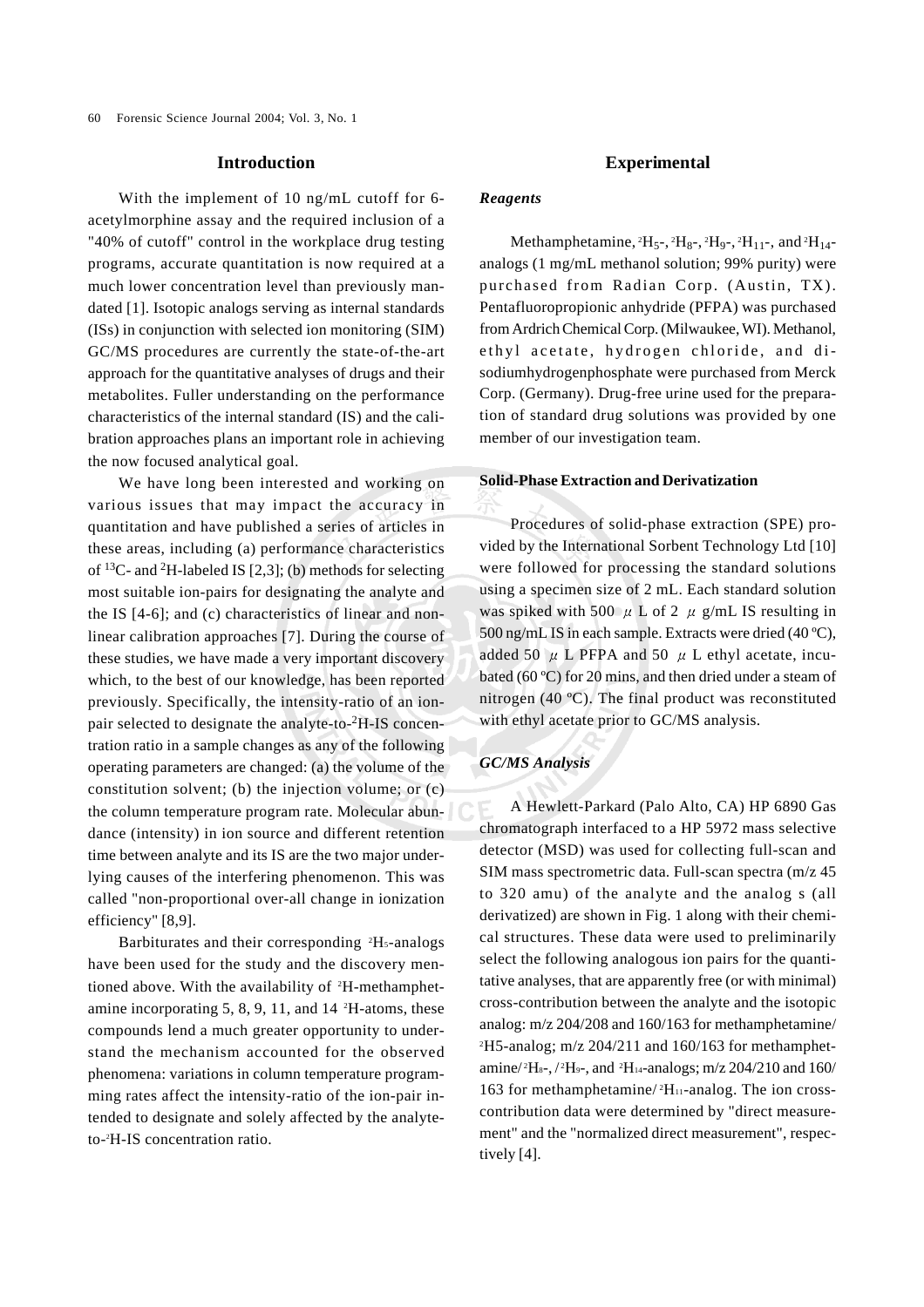## Introduction

With the implement of 10 ng/mL cutoff for 6-acetylmorphine assay and the required inclusion of a "40% of cutoff" control in the workplace drug testing programs, accurate quantitation is now required at a much lower concentration level than previously mandated [1]. Isotopic analogs serving as internal standards (ISs) in conjunction with selected ion monitoring (SIM) GC/MS procedures are currently the state-of-the-art approach for the quantitative analyses of drugs and their metabolites. Fuller understanding on the performance characteristics of the internal standard (IS) and the calibration approaches plans an important role in achieving the now focused analytical goal.

We have long been interested and working on various issues that may impact the accuracy in quantitation and have published a series of articles in these areas, including (a) performance characteristics of $^{13}C$- and $^{2}H$-labeled IS [2,3]; (b) methods for selecting most suitable ion-pairs for designating the analyte and the IS [4-6]; and (c) characteristics of linear and nonlinear calibration approaches [7]. During the course of these studies, we have made a very important discovery which, to the best of our knowledge, has been reported previously. Specifically, the intensity-ratio of an ion-pair selected to designate the analyte-to-$^{2}H$-IS concentration ratio in a sample changes as any of the following operating parameters are changed: (a) the volume of the constitution solvent; (b) the injection volume; or (c) the column temperature program rate. Molecular abundance (intensity) in ion source and different retention time between analyte and its IS are the two major underlying causes of the interfering phenomenon. This was called "non-proportional over-all change in ionization efficiency" [8,9].

Barbiturates and their corresponding $^{2}H_5$-analogs have been used for the study and the discovery mentioned above. With the availability of $^{2}H$-methamphetamine incorporating 5, 8, 9, 11, and 14 $^{2}H$-atoms, these compounds lend a much greater opportunity to understand the mechanism accounted for the observed phenomena: variations in column temperature programming rates affect the intensity-ratio of the ion-pair intended to designate and solely affected by the analyte-to-$^{2}H$-IS concentration ratio.

## Experimental

### *Reagents*

Methamphetamine, $^{2}H_5$-, $^{2}H_8$-, $^{2}H_9$-, $^{2}H_{11}$-, and $^{2}H_{14}$-analogs (1 mg/mL methanol solution; 99% purity) were purchased from Radian Corp. (Austin, TX). Pentafluoropropionic anhydride (PFPA) was purchased from Ardrich Chemical Corp. (Milwaukee, WI). Methanol, ethyl acetate, hydrogen chloride, and disodiumhydrogenphosphate were purchased from Merck Corp. (Germany). Drug-free urine used for the preparation of standard drug solutions was provided by one member of our investigation team.

### Solid-Phase Extraction and Derivatization

Procedures of solid-phase extraction (SPE) provided by the International Sorbent Technology Ltd [10] were followed for processing the standard solutions using a specimen size of 2 mL. Each standard solution was spiked with 500 μL of 2 μg/mL IS resulting in 500 ng/mL IS in each sample. Extracts were dried (40 ºC), added 50 μL PFPA and 50 μL ethyl acetate, incubated (60 ºC) for 20 mins, and then dried under a steam of nitrogen (40 ºC). The final product was reconstituted with ethyl acetate prior to GC/MS analysis.

### *GC/MS Analysis*

A Hewlett-Parkard (Palo Alto, CA) HP 6890 Gas chromatograph interfaced to a HP 5972 mass selective detector (MSD) was used for collecting full-scan and SIM mass spectrometric data. Full-scan spectra (m/z 45 to 320 amu) of the analyte and the analog s (all derivatized) are shown in Fig. 1 along with their chemical structures. These data were used to preliminarily select the following analogous ion pairs for the quantitative analyses, that are apparently free (or with minimal) cross-contribution between the analyte and the isotopic analog: m/z 204/208 and 160/163 for methamphetamine/$^{2}H5$-analog; m/z 204/211 and 160/163 for methamphetamine/$^{2}H_8$-, /$^{2}H_9$-, and $^{2}H_{14}$-analogs; m/z 204/210 and 160/163 for methamphetamine/$^{2}H_{11}$-analog. The ion cross-contribution data were determined by "direct measurement" and the "normalized direct measurement", respectively [4].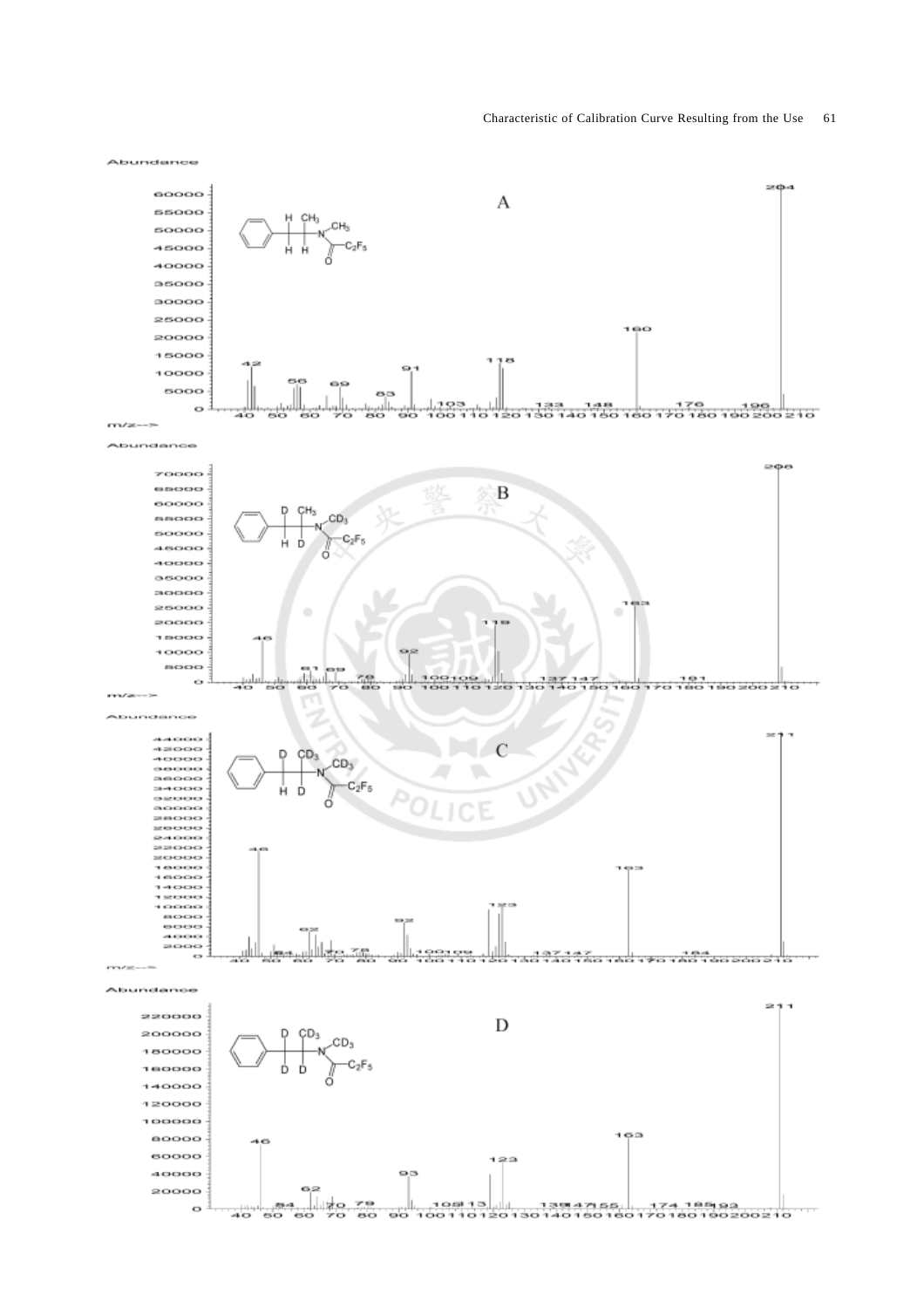**A**

Abundance

Structure: $C_6H_5$–CH(H)(H)–CH($CH_3$)–N($CH_3$)–C(=O)–$C_2F_5$

| m/z | 42 | 56 | 69 | 83 | 91 | 103 | 118 | 133 | 148 | 160 | 176 | 196 | 204 |
|---|---|---|---|---|---|---|---|---|---|---|---|---|---|

m/z-->

**B**

Abundance

Structure: $C_6H_5$–CH(D)(H)–CD($CH_3$)–N($CD_3$)–C(=O)–$C_2F_5$

| m/z | 46 | 61 | 69 | 78 | 92 | 100 | 109 | 119 | 137 | 147 | 163 | 181 | 208 |
|---|---|---|---|---|---|---|---|---|---|---|---|---|---|

m/z-->

**C**

Abundance

Structure: $C_6H_5$–CH(D)(H)–CD($CD_3$)–N($CD_3$)–C(=O)–$C_2F_5$

| m/z | 46 | 54 | 62 | 70 | 78 | 92 | 100 | 109 | 123 | 137 | 147 | 163 | 184 | 211 |
|---|---|---|---|---|---|---|---|---|---|---|---|---|---|---|

m/z-->

**D**

Abundance

Structure: $C_6H_5$–CD(D)–CD($CD_3$)–N($CD_3$)–C(=O)–$C_2F_5$

| m/z | 46 | 54 | 62 | 70 | 79 | 93 | 105 | 113 | 123 | 138 | 147 | 155 | 163 | 174 | 185 | 193 | 211 |
|---|---|---|---|---|---|---|---|---|---|---|---|---|---|---|---|---|---|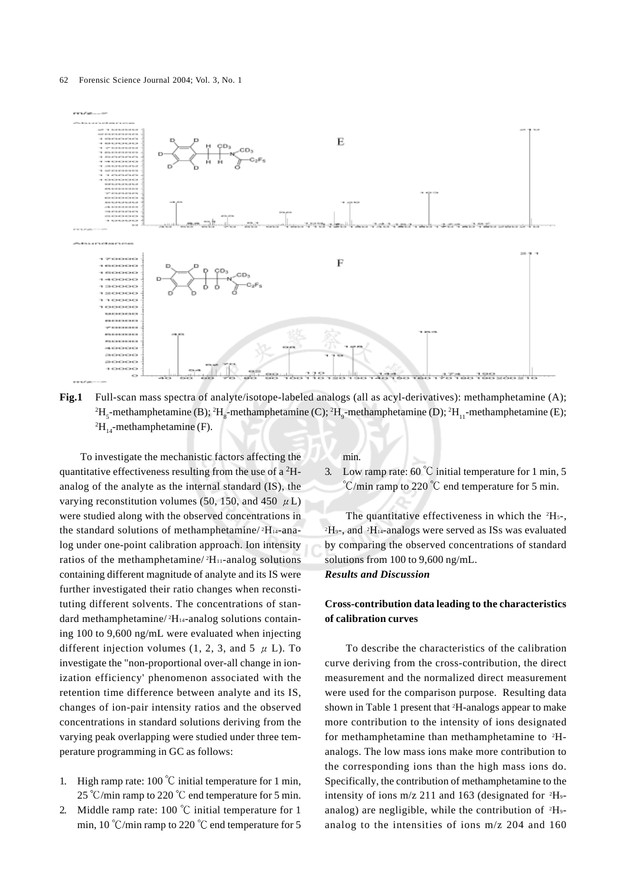**Fig.1** Full-scan mass spectra of analyte/isotope-labeled analogs (all as acyl-derivatives): methamphetamine (A); $^{2}H_{5}$-methamphetamine (B); $^{2}H_{8}$-methamphetamine (C); $^{2}H_{9}$-methamphetamine (D); $^{2}H_{11}$-methamphetamine (E); $^{2}H_{14}$-methamphetamine (F).

To investigate the mechanistic factors affecting the quantitative effectiveness resulting from the use of a $^{2}H$-analog of the analyte as the internal standard (IS), the varying reconstitution volumes (50, 150, and 450 $\mu$L) were studied along with the observed concentrations in the standard solutions of methamphetamine/$^{2}H_{14}$-analog under one-point calibration approach. Ion intensity ratios of the methamphetamine/$^{2}H_{11}$-analog solutions containing different magnitude of analyte and its IS were further investigated their ratio changes when reconstituting different solvents. The concentrations of standard methamphetamine/$^{2}H_{14}$-analog solutions containing 100 to 9,600 ng/mL were evaluated when injecting different injection volumes (1, 2, 3, and 5 $\mu$L). To investigate the "non-proportional over-all change in ionization efficiency' phenomenon associated with the retention time difference between analyte and its IS, changes of ion-pair intensity ratios and the observed concentrations in standard solutions deriving from the varying peak overlapping were studied under three temperature programming in GC as follows:

1. High ramp rate: 100 ℃ initial temperature for 1 min, 25 ℃/min ramp to 220 ℃ end temperature for 5 min.
2. Middle ramp rate: 100 ℃ initial temperature for 1 min, 10 ℃/min ramp to 220 ℃ end temperature for 5 min.
3. Low ramp rate: 60 ℃ initial temperature for 1 min, 5 ℃/min ramp to 220 ℃ end temperature for 5 min.

The quantitative effectiveness in which the $^{2}H_{5}$-, $^{2}H_{9}$-, and $^{2}H_{14}$-analogs were served as ISs was evaluated by comparing the observed concentrations of standard solutions from 100 to 9,600 ng/mL.

## *Results and Discussion*

### Cross-contribution data leading to the characteristics of calibration curves

To describe the characteristics of the calibration curve deriving from the cross-contribution, the direct measurement and the normalized direct measurement were used for the comparison purpose. Resulting data shown in Table 1 present that $^{2}H$-analogs appear to make more contribution to the intensity of ions designated for methamphetamine than methamphetamine to $^{2}H$-analogs. The low mass ions make more contribution to the corresponding ions than the high mass ions do. Specifically, the contribution of methamphetamine to the intensity of ions m/z 211 and 163 (designated for $^{2}H_{9}$-analog) are negligible, while the contribution of $^{2}H_{9}$-analog to the intensities of ions m/z 204 and 160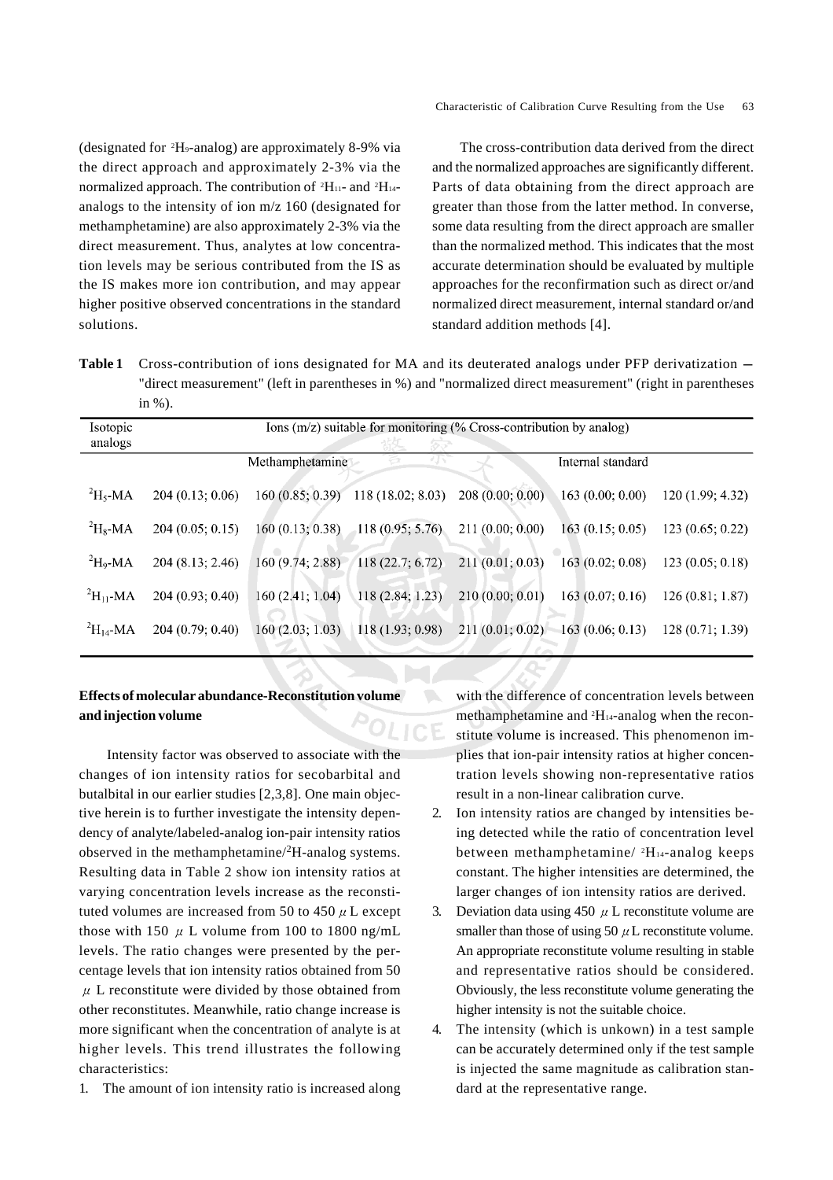(designated for $^{2}H_{9}$-analog) are approximately 8-9% via the direct approach and approximately 2-3% via the normalized approach. The contribution of $^{2}H_{11}$- and $^{2}H_{14}$-analogs to the intensity of ion m/z 160 (designated for methamphetamine) are also approximately 2-3% via the direct measurement. Thus, analytes at low concentration levels may be serious contributed from the IS as the IS makes more ion contribution, and may appear higher positive observed concentrations in the standard solutions.

The cross-contribution data derived from the direct and the normalized approaches are significantly different. Parts of data obtaining from the direct approach are greater than those from the latter method. In converse, some data resulting from the direct approach are smaller than the normalized method. This indicates that the most accurate determination should be evaluated by multiple approaches for the reconfirmation such as direct or/and normalized direct measurement, internal standard or/and standard addition methods [4].

**Table 1** Cross-contribution of ions designated for MA and its deuterated analogs under PFP derivatization — "direct measurement" (left in parentheses in %) and "normalized direct measurement" (right in parentheses in %).

| Isotopic analogs | Ions (m/z) suitable for monitoring (% Cross-contribution by analog) | | | | | |
|---|---|---|---|---|---|---|
| | Methamphetamine | | | Internal standard | | |
| $^{2}H_{5}$-MA | 204 (0.13; 0.06) | 160 (0.85; 0.39) | 118 (18.02; 8.03) | 208 (0.00; 0.00) | 163 (0.00; 0.00) | 120 (1.99; 4.32) |
| $^{2}H_{8}$-MA | 204 (0.05; 0.15) | 160 (0.13; 0.38) | 118 (0.95; 5.76) | 211 (0.00; 0.00) | 163 (0.15; 0.05) | 123 (0.65; 0.22) |
| $^{2}H_{9}$-MA | 204 (8.13; 2.46) | 160 (9.74; 2.88) | 118 (22.7; 6.72) | 211 (0.01; 0.03) | 163 (0.02; 0.08) | 123 (0.05; 0.18) |
| $^{2}H_{11}$-MA | 204 (0.93; 0.40) | 160 (2.41; 1.04) | 118 (2.84; 1.23) | 210 (0.00; 0.01) | 163 (0.07; 0.16) | 126 (0.81; 1.87) |
| $^{2}H_{14}$-MA | 204 (0.79; 0.40) | 160 (2.03; 1.03) | 118 (1.93; 0.98) | 211 (0.01; 0.02) | 163 (0.06; 0.13) | 128 (0.71; 1.39) |

**Effects of molecular abundance-Reconstitution volume and injection volume**

Intensity factor was observed to associate with the changes of ion intensity ratios for secobarbital and butalbital in our earlier studies [2,3,8]. One main objective herein is to further investigate the intensity dependency of analyte/labeled-analog ion-pair intensity ratios observed in the methamphetamine/$^{2}$H-analog systems. Resulting data in Table 2 show ion intensity ratios at varying concentration levels increase as the reconstituted volumes are increased from 50 to 450 $\mu$L except those with 150 $\mu$L volume from 100 to 1800 ng/mL levels. The ratio changes were presented by the percentage levels that ion intensity ratios obtained from 50 $\mu$L reconstitute were divided by those obtained from other reconstitutes. Meanwhile, ratio change increase is more significant when the concentration of analyte is at higher levels. This trend illustrates the following characteristics:

1. The amount of ion intensity ratio is increased along with the difference of concentration levels between methamphetamine and $^{2}H_{14}$-analog when the reconstitute volume is increased. This phenomenon implies that ion-pair intensity ratios at higher concentration levels showing non-representative ratios result in a non-linear calibration curve.
2. Ion intensity ratios are changed by intensities being detected while the ratio of concentration level between methamphetamine/ $^{2}H_{14}$-analog keeps constant. The higher intensities are determined, the larger changes of ion intensity ratios are derived.
3. Deviation data using 450 $\mu$L reconstitute volume are smaller than those of using 50 $\mu$L reconstitute volume. An appropriate reconstitute volume resulting in stable and representative ratios should be considered. Obviously, the less reconstitute volume generating the higher intensity is not the suitable choice.
4. The intensity (which is unkown) in a test sample can be accurately determined only if the test sample is injected the same magnitude as calibration standard at the representative range.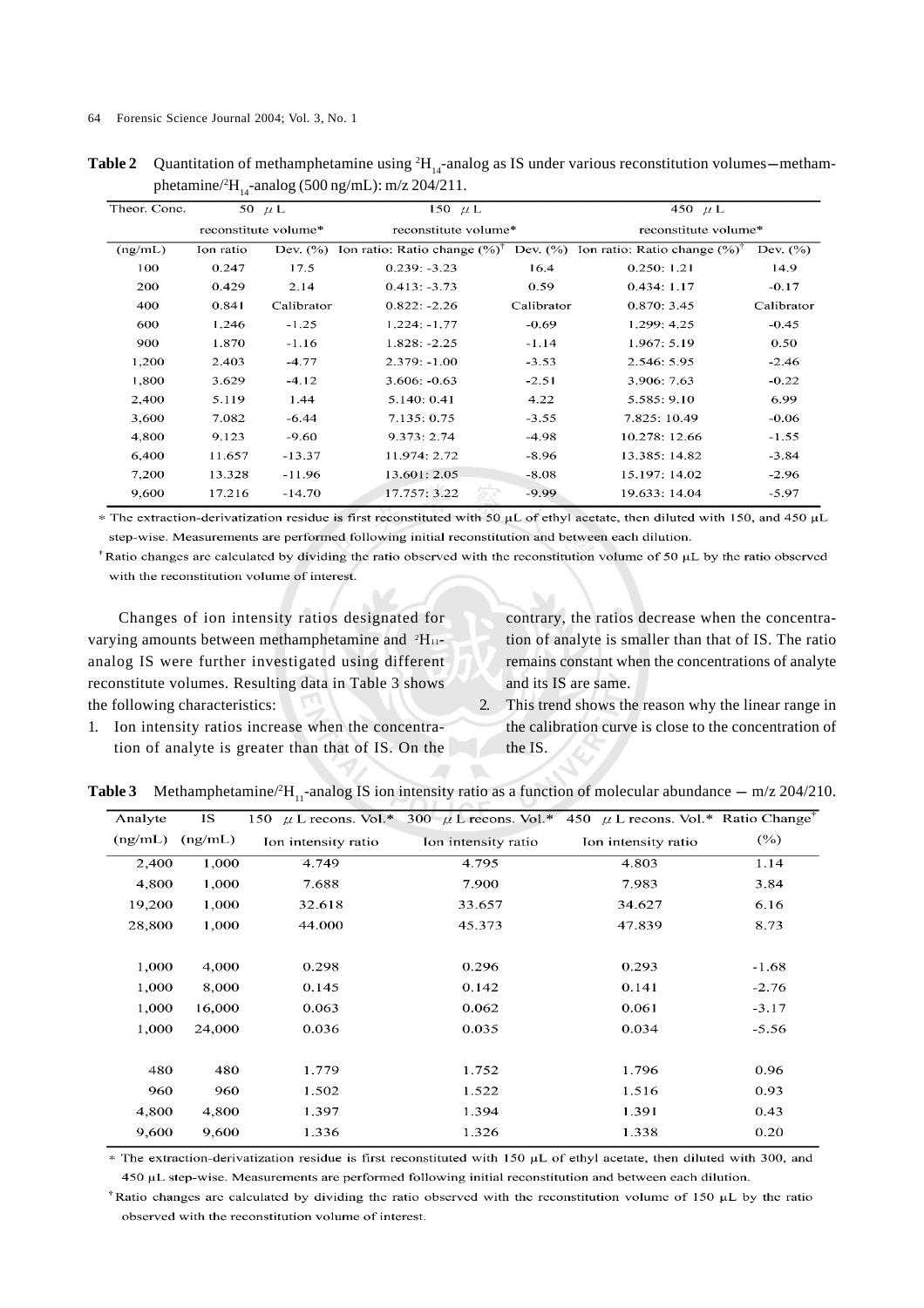**Table 2** Quantitation of methamphetamine using $^2H_{14}$-analog as IS under various reconstitution volumes—methamphetamine/$^2H_{14}$-analog (500 ng/mL): m/z 204/211.

| Theor. Conc. | 50 μL reconstitute volume* | | 150 μL reconstitute volume* | | 450 μL reconstitute volume* | |
|---|---|---|---|---|---|---|
| (ng/mL) | Ion ratio | Dev. (%) | Ion ratio: Ratio change (%)[†] | Dev. (%) | Ion ratio: Ratio change (%)[†] | Dev. (%) |
| 100 | 0.247 | 17.5 | 0.239: -3.23 | 16.4 | 0.250: 1.21 | 14.9 |
| 200 | 0.429 | 2.14 | 0.413: -3.73 | 0.59 | 0.434: 1.17 | -0.17 |
| 400 | 0.841 | Calibrator | 0.822: -2.26 | Calibrator | 0.870: 3.45 | Calibrator |
| 600 | 1.246 | -1.25 | 1.224: -1.77 | -0.69 | 1.299: 4.25 | -0.45 |
| 900 | 1.870 | -1.16 | 1.828: -2.25 | -1.14 | 1.967: 5.19 | 0.50 |
| 1,200 | 2.403 | -4.77 | 2.379: -1.00 | -3.53 | 2.546: 5.95 | -2.46 |
| 1,800 | 3.629 | -4.12 | 3.606: -0.63 | -2.51 | 3.906: 7.63 | -0.22 |
| 2,400 | 5.119 | 1.44 | 5.140: 0.41 | 4.22 | 5.585: 9.10 | 6.99 |
| 3,600 | 7.082 | -6.44 | 7.135: 0.75 | -3.55 | 7.825: 10.49 | -0.06 |
| 4,800 | 9.123 | -9.60 | 9.373: 2.74 | -4.98 | 10.278: 12.66 | -1.55 |
| 6,400 | 11.657 | -13.37 | 11.974: 2.72 | -8.96 | 13.385: 14.82 | -3.84 |
| 7,200 | 13.328 | -11.96 | 13.601: 2.05 | -8.08 | 15.197: 14.02 | -2.96 |
| 9,600 | 17.216 | -14.70 | 17.757: 3.22 | -9.99 | 19.633: 14.04 | -5.97 |

\* The extraction-derivatization residue is first reconstituted with 50 μL of ethyl acetate, then diluted with 150, and 450 μL step-wise. Measurements are performed following initial reconstitution and between each dilution.

[†] Ratio changes are calculated by dividing the ratio observed with the reconstitution volume of 50 μL by the ratio observed with the reconstitution volume of interest.

Changes of ion intensity ratios designated for varying amounts between methamphetamine and $^2H_{11}$-analog IS were further investigated using different reconstitute volumes. Resulting data in Table 3 shows the following characteristics:

1. Ion intensity ratios increase when the concentration of analyte is greater than that of IS. On the contrary, the ratios decrease when the concentration of analyte is smaller than that of IS. The ratio remains constant when the concentrations of analyte and its IS are same.
2. This trend shows the reason why the linear range in the calibration curve is close to the concentration of the IS.

**Table 3** Methamphetamine/$^2H_{11}$-analog IS ion intensity ratio as a function of molecular abundance — m/z 204/210.

| Analyte (ng/mL) | IS (ng/mL) | 150 μL recons. Vol.* Ion intensity ratio | 300 μL recons. Vol.* Ion intensity ratio | 450 μL recons. Vol.* Ion intensity ratio | Ratio Change[†] (%) |
|---|---|---|---|---|---|
| 2,400 | 1,000 | 4.749 | 4.795 | 4.803 | 1.14 |
| 4,800 | 1,000 | 7.688 | 7.900 | 7.983 | 3.84 |
| 19,200 | 1,000 | 32.618 | 33.657 | 34.627 | 6.16 |
| 28,800 | 1,000 | 44.000 | 45.373 | 47.839 | 8.73 |
| | | | | | |
| 1,000 | 4,000 | 0.298 | 0.296 | 0.293 | -1.68 |
| 1,000 | 8,000 | 0.145 | 0.142 | 0.141 | -2.76 |
| 1,000 | 16,000 | 0.063 | 0.062 | 0.061 | -3.17 |
| 1,000 | 24,000 | 0.036 | 0.035 | 0.034 | -5.56 |
| | | | | | |
| 480 | 480 | 1.779 | 1.752 | 1.796 | 0.96 |
| 960 | 960 | 1.502 | 1.522 | 1.516 | 0.93 |
| 4,800 | 4,800 | 1.397 | 1.394 | 1.391 | 0.43 |
| 9,600 | 9,600 | 1.336 | 1.326 | 1.338 | 0.20 |

\* The extraction-derivatization residue is first reconstituted with 150 μL of ethyl acetate, then diluted with 300, and 450 μL step-wise. Measurements are performed following initial reconstitution and between each dilution.

[†] Ratio changes are calculated by dividing the ratio observed with the reconstitution volume of 150 μL by the ratio observed with the reconstitution volume of interest.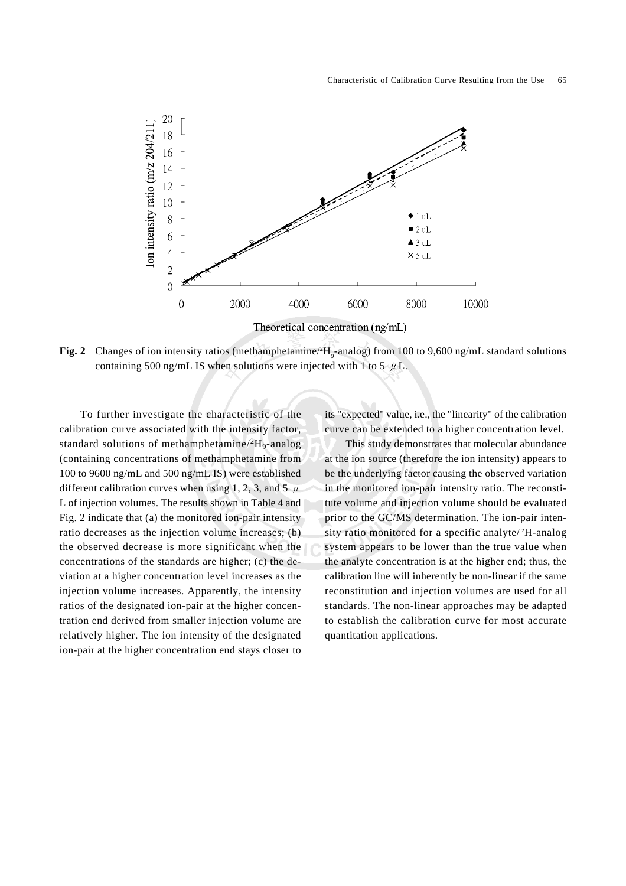**Fig. 2** Changes of ion intensity ratios (methamphetamine/$^{2}H_{9}$-analog) from 100 to 9,600 ng/mL standard solutions containing 500 ng/mL IS when solutions were injected with 1 to 5 $\mu$L.

To further investigate the characteristic of the calibration curve associated with the intensity factor, standard solutions of methamphetamine/$^{2}H_{9}$-analog (containing concentrations of methamphetamine from 100 to 9600 ng/mL and 500 ng/mL IS) were established different calibration curves when using 1, 2, 3, and 5 $\mu$L of injection volumes. The results shown in Table 4 and Fig. 2 indicate that (a) the monitored ion-pair intensity ratio decreases as the injection volume increases; (b) the observed decrease is more significant when the concentrations of the standards are higher; (c) the deviation at a higher concentration level increases as the injection volume increases. Apparently, the intensity ratios of the designated ion-pair at the higher concentration end derived from smaller injection volume are relatively higher. The ion intensity of the designated ion-pair at the higher concentration end stays closer to its "expected" value, i.e., the "linearity" of the calibration curve can be extended to a higher concentration level.

This study demonstrates that molecular abundance at the ion source (therefore the ion intensity) appears to be the underlying factor causing the observed variation in the monitored ion-pair intensity ratio. The reconstitute volume and injection volume should be evaluated prior to the GC/MS determination. The ion-pair intensity ratio monitored for a specific analyte/$^{2}$H-analog system appears to be lower than the true value when the analyte concentration is at the higher end; thus, the calibration line will inherently be non-linear if the same reconstitution and injection volumes are used for all standards. The non-linear approaches may be adapted to establish the calibration curve for most accurate quantitation applications.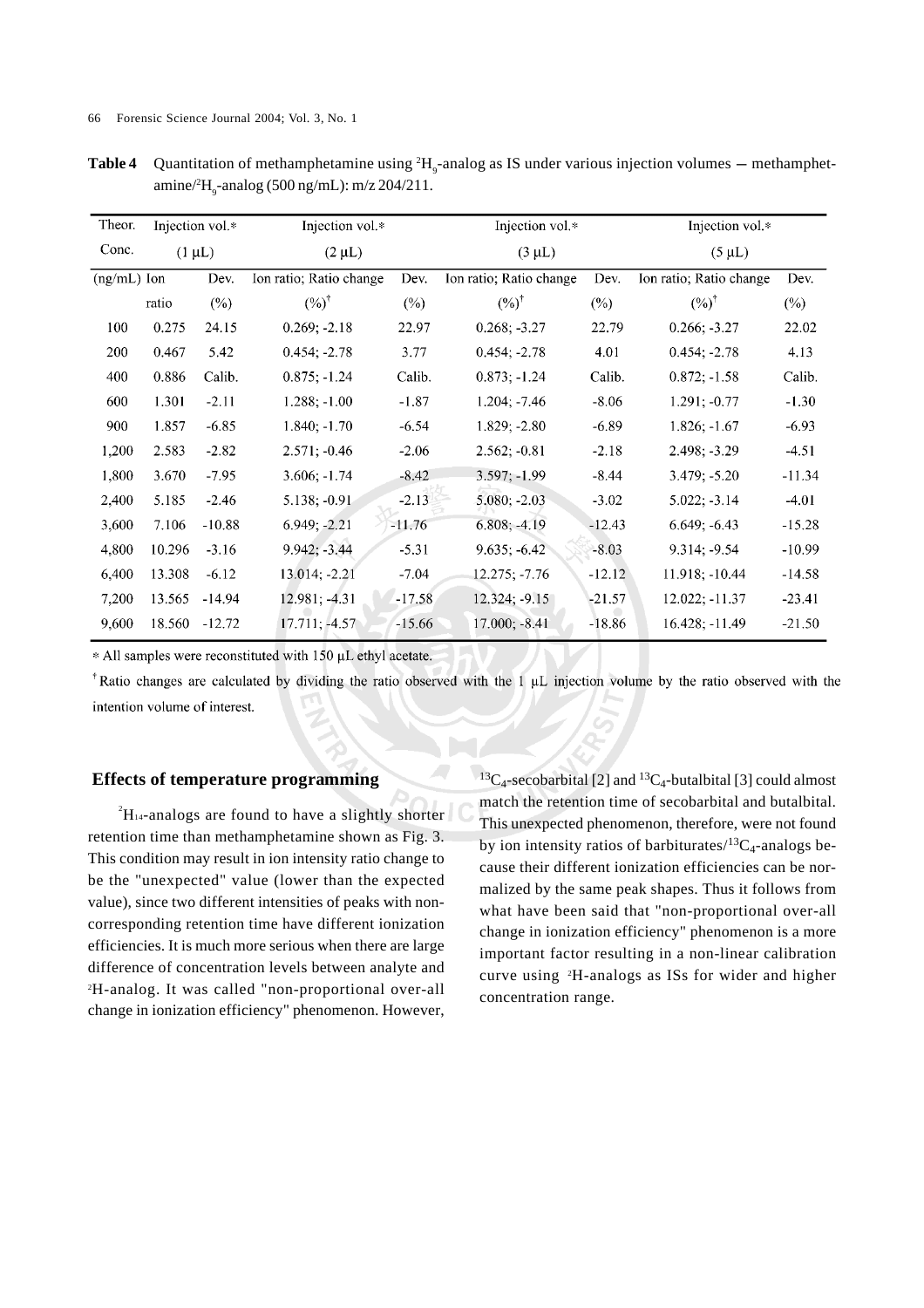**Table 4** Quantitation of methamphetamine using $^{2}H_{9}$-analog as IS under various injection volumes — methamphetamine/$^{2}H_{9}$-analog (500 ng/mL): m/z 204/211.

| Theor. Conc. (ng/mL) | Injection vol.* (1 μL) | | Injection vol.* (2 μL) | | Injection vol.* (3 μL) | | Injection vol.* (5 μL) | |
|---|---|---|---|---|---|---|---|---|
| | Ion ratio | Dev. (%) | Ion ratio; Ratio change (%)† | Dev. (%) | Ion ratio; Ratio change (%)† | Dev. (%) | Ion ratio; Ratio change (%)† | Dev. (%) |
| 100 | 0.275 | 24.15 | 0.269; -2.18 | 22.97 | 0.268; -3.27 | 22.79 | 0.266; -3.27 | 22.02 |
| 200 | 0.467 | 5.42 | 0.454; -2.78 | 3.77 | 0.454; -2.78 | 4.01 | 0.454; -2.78 | 4.13 |
| 400 | 0.886 | Calib. | 0.875; -1.24 | Calib. | 0.873; -1.24 | Calib. | 0.872; -1.58 | Calib. |
| 600 | 1.301 | -2.11 | 1.288; -1.00 | -1.87 | 1.204; -7.46 | -8.06 | 1.291; -0.77 | -1.30 |
| 900 | 1.857 | -6.85 | 1.840; -1.70 | -6.54 | 1.829; -2.80 | -6.89 | 1.826; -1.67 | -6.93 |
| 1,200 | 2.583 | -2.82 | 2.571; -0.46 | -2.06 | 2.562; -0.81 | -2.18 | 2.498; -3.29 | -4.51 |
| 1,800 | 3.670 | -7.95 | 3.606; -1.74 | -8.42 | 3.597; -1.99 | -8.44 | 3.479; -5.20 | -11.34 |
| 2,400 | 5.185 | -2.46 | 5.138; -0.91 | -2.13 | 5.080; -2.03 | -3.02 | 5.022; -3.14 | -4.01 |
| 3,600 | 7.106 | -10.88 | 6.949; -2.21 | -11.76 | 6.808; -4.19 | -12.43 | 6.649; -6.43 | -15.28 |
| 4,800 | 10.296 | -3.16 | 9.942; -3.44 | -5.31 | 9.635; -6.42 | -8.03 | 9.314; -9.54 | -10.99 |
| 6,400 | 13.308 | -6.12 | 13.014; -2.21 | -7.04 | 12.275; -7.76 | -12.12 | 11.918; -10.44 | -14.58 |
| 7,200 | 13.565 | -14.94 | 12.981; -4.31 | -17.58 | 12.324; -9.15 | -21.57 | 12.022; -11.37 | -23.41 |
| 9,600 | 18.560 | -12.72 | 17.711; -4.57 | -15.66 | 17.000; -8.41 | -18.86 | 16.428; -11.49 | -21.50 |

* All samples were reconstituted with 150 μL ethyl acetate.

† Ratio changes are calculated by dividing the ratio observed with the 1 μL injection volume by the ratio observed with the intention volume of interest.

### Effects of temperature programming

$^{2}H_{14}$-analogs are found to have a slightly shorter retention time than methamphetamine shown as Fig. 3. This condition may result in ion intensity ratio change to be the "unexpected" value (lower than the expected value), since two different intensities of peaks with non-corresponding retention time have different ionization efficiencies. It is much more serious when there are large difference of concentration levels between analyte and $^{2}H$-analog. It was called "non-proportional over-all change in ionization efficiency" phenomenon. However, $^{13}C_4$-secobarbital [2] and $^{13}C_4$-butalbital [3] could almost match the retention time of secobarbital and butalbital. This unexpected phenomenon, therefore, were not found by ion intensity ratios of barbiturates/$^{13}C_4$-analogs because their different ionization efficiencies can be normalized by the same peak shapes. Thus it follows from what have been said that "non-proportional over-all change in ionization efficiency" phenomenon is a more important factor resulting in a non-linear calibration curve using $^{2}H$-analogs as ISs for wider and higher concentration range.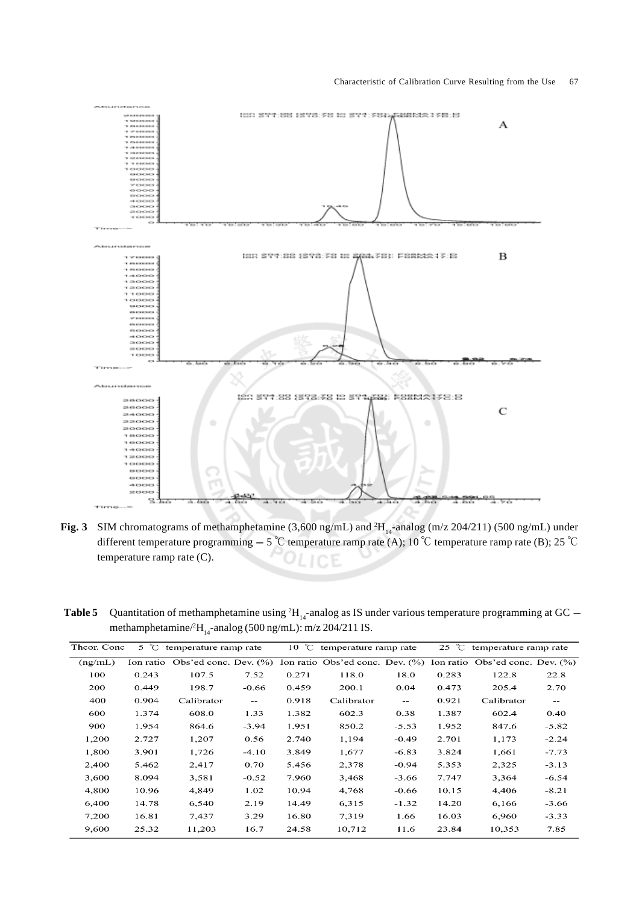**Fig. 3** SIM chromatograms of methamphetamine (3,600 ng/mL) and $^{2}H_{14}$-analog (m/z 204/211) (500 ng/mL) under different temperature programming — 5 ℃ temperature ramp rate (A); 10 ℃ temperature ramp rate (B); 25 ℃ temperature ramp rate (C).

**Table 5** Quantitation of methamphetamine using $^{2}H_{14}$-analog as IS under various temperature programming at GC — methamphetamine/$^{2}H_{14}$-analog (500 ng/mL): m/z 204/211 IS.

| Theor. Conc | 5 ℃ temperature ramp rate | | | 10 ℃ temperature ramp rate | | | 25 ℃ temperature ramp rate | | |
|---|---|---|---|---|---|---|---|---|---|
| (ng/mL) | Ion ratio | Obs'ed conc. | Dev. (%) | Ion ratio | Obs'ed conc. | Dev. (%) | Ion ratio | Obs'ed conc. | Dev. (%) |
| 100 | 0.243 | 107.5 | 7.52 | 0.271 | 118.0 | 18.0 | 0.283 | 122.8 | 22.8 |
| 200 | 0.449 | 198.7 | -0.66 | 0.459 | 200.1 | 0.04 | 0.473 | 205.4 | 2.70 |
| 400 | 0.904 | Calibrator | -- | 0.918 | Calibrator | -- | 0.921 | Calibrator | -- |
| 600 | 1.374 | 608.0 | 1.33 | 1.382 | 602.3 | 0.38 | 1.387 | 602.4 | 0.40 |
| 900 | 1.954 | 864.6 | -3.94 | 1.951 | 850.2 | -5.53 | 1.952 | 847.6 | -5.82 |
| 1,200 | 2.727 | 1,207 | 0.56 | 2.740 | 1,194 | -0.49 | 2.701 | 1,173 | -2.24 |
| 1,800 | 3.901 | 1,726 | -4.10 | 3.849 | 1,677 | -6.83 | 3.824 | 1,661 | -7.73 |
| 2,400 | 5.462 | 2,417 | 0.70 | 5.456 | 2,378 | -0.94 | 5.353 | 2,325 | -3.13 |
| 3,600 | 8.094 | 3,581 | -0.52 | 7.960 | 3,468 | -3.66 | 7.747 | 3,364 | -6.54 |
| 4,800 | 10.96 | 4,849 | 1.02 | 10.94 | 4,768 | -0.66 | 10.15 | 4,406 | -8.21 |
| 6,400 | 14.78 | 6,540 | 2.19 | 14.49 | 6,315 | -1.32 | 14.20 | 6,166 | -3.66 |
| 7,200 | 16.81 | 7,437 | 3.29 | 16.80 | 7,319 | 1.66 | 16.03 | 6,960 | -3.33 |
| 9,600 | 25.32 | 11,203 | 16.7 | 24.58 | 10,712 | 11.6 | 23.84 | 10,353 | 7.85 |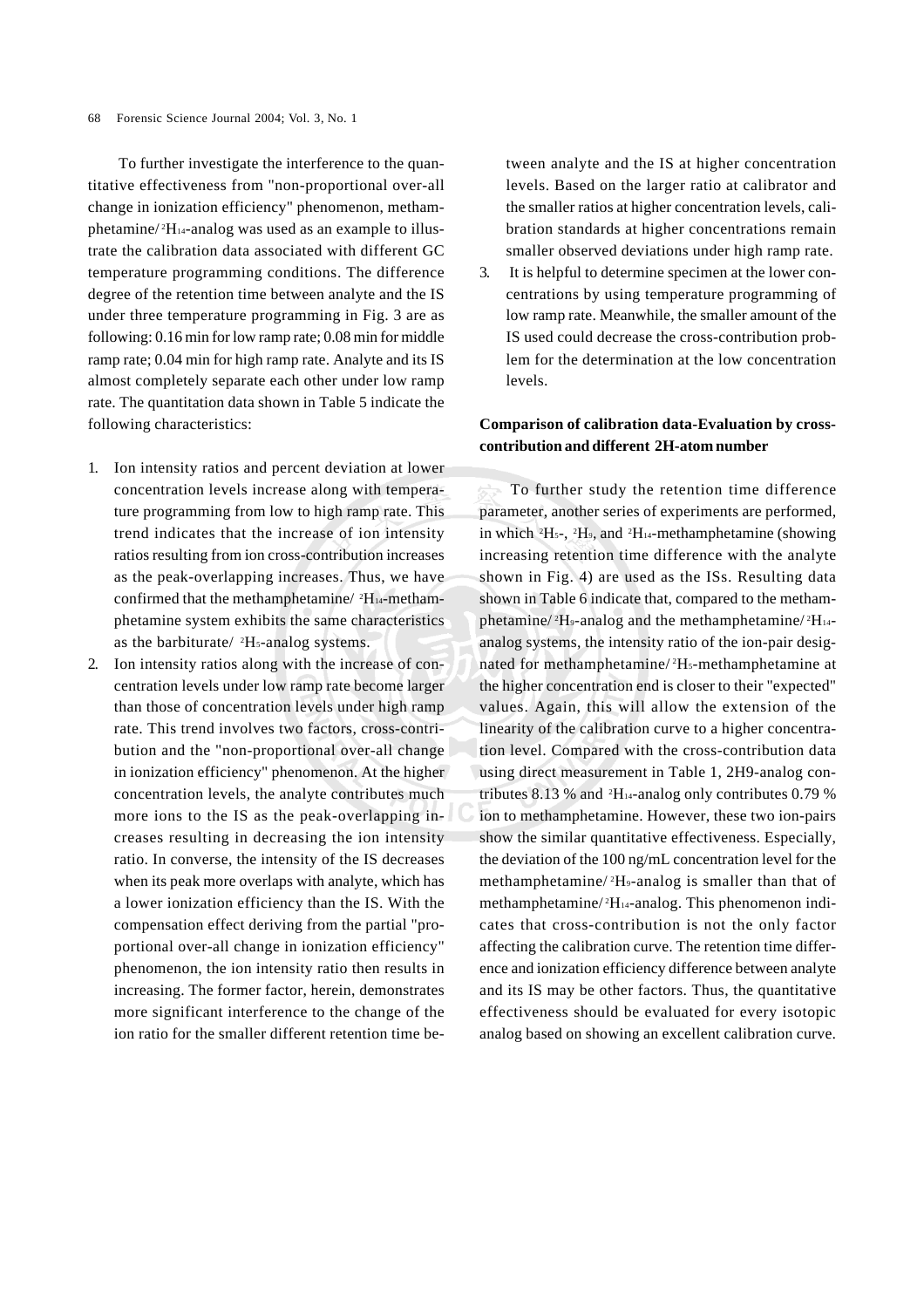To further investigate the interference to the quantitative effectiveness from "non-proportional over-all change in ionization efficiency" phenomenon, methamphetamine/ $^2H_{14}$-analog was used as an example to illustrate the calibration data associated with different GC temperature programming conditions. The difference degree of the retention time between analyte and the IS under three temperature programming in Fig. 3 are as following: 0.16 min for low ramp rate; 0.08 min for middle ramp rate; 0.04 min for high ramp rate. Analyte and its IS almost completely separate each other under low ramp rate. The quantitation data shown in Table 5 indicate the following characteristics:

1. Ion intensity ratios and percent deviation at lower concentration levels increase along with temperature programming from low to high ramp rate. This trend indicates that the increase of ion intensity ratios resulting from ion cross-contribution increases as the peak-overlapping increases. Thus, we have confirmed that the methamphetamine/ $^2H_{14}$-methamphetamine system exhibits the same characteristics as the barbiturate/ $^2H_5$-analog systems.
2. Ion intensity ratios along with the increase of concentration levels under low ramp rate become larger than those of concentration levels under high ramp rate. This trend involves two factors, cross-contribution and the "non-proportional over-all change in ionization efficiency" phenomenon. At the higher concentration levels, the analyte contributes much more ions to the IS as the peak-overlapping increases resulting in decreasing the ion intensity ratio. In converse, the intensity of the IS decreases when its peak more overlaps with analyte, which has a lower ionization efficiency than the IS. With the compensation effect deriving from the partial "proportional over-all change in ionization efficiency" phenomenon, the ion intensity ratio then results in increasing. The former factor, herein, demonstrates more significant interference to the change of the ion ratio for the smaller different retention time between analyte and the IS at higher concentration levels. Based on the larger ratio at calibrator and the smaller ratios at higher concentration levels, calibration standards at higher concentrations remain smaller observed deviations under high ramp rate.
3. It is helpful to determine specimen at the lower concentrations by using temperature programming of low ramp rate. Meanwhile, the smaller amount of the IS used could decrease the cross-contribution problem for the determination at the low concentration levels.

**Comparison of calibration data-Evaluation by cross-contribution and different 2H-atom number**

To further study the retention time difference parameter, another series of experiments are performed, in which $^2H_5$-, $^2H_9$, and $^2H_{14}$-methamphetamine (showing increasing retention time difference with the analyte shown in Fig. 4) are used as the ISs. Resulting data shown in Table 6 indicate that, compared to the methamphetamine/ $^2H_9$-analog and the methamphetamine/ $^2H_{14}$-analog systems, the intensity ratio of the ion-pair designated for methamphetamine/ $^2H_5$-methamphetamine at the higher concentration end is closer to their "expected" values. Again, this will allow the extension of the linearity of the calibration curve to a higher concentration level. Compared with the cross-contribution data using direct measurement in Table 1, 2H9-analog contributes 8.13 % and $^2H_{14}$-analog only contributes 0.79 % ion to methamphetamine. However, these two ion-pairs show the similar quantitative effectiveness. Especially, the deviation of the 100 ng/mL concentration level for the methamphetamine/ $^2H_9$-analog is smaller than that of methamphetamine/ $^2H_{14}$-analog. This phenomenon indicates that cross-contribution is not the only factor affecting the calibration curve. The retention time difference and ionization efficiency difference between analyte and its IS may be other factors. Thus, the quantitative effectiveness should be evaluated for every isotopic analog based on showing an excellent calibration curve.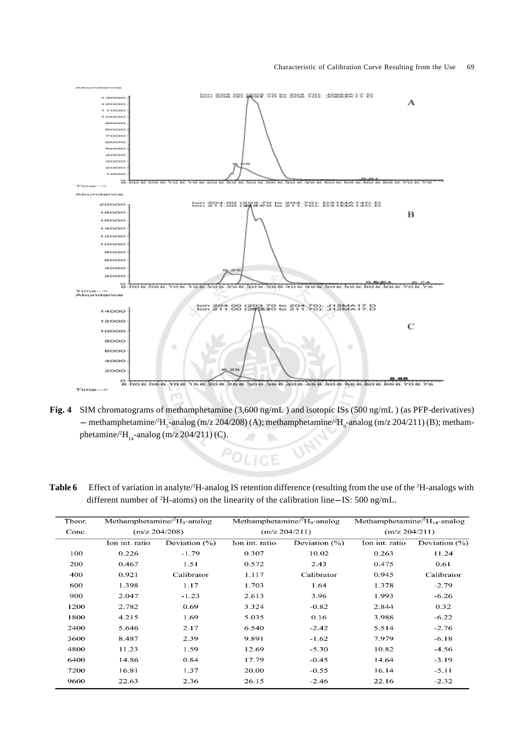**Fig. 4** SIM chromatograms of methamphetamine (3,600 ng/mL ) and isotopic ISs (500 ng/mL ) (as PFP-derivatives) — methamphetamine/$^{2}H_{5}$-analog (m/z 204/208) (A); methamphetamine/$^{2}H_{9}$-analog (m/z 204/211) (B); methamphetamine/$^{2}H_{14}$-analog (m/z 204/211) (C).

**Table 6** Effect of variation in analyte/$^{2}$H-analog IS retention difference (resulting from the use of the $^{2}$H-analogs with different number of $^{2}$H-atoms) on the linearity of the calibration line—IS: 500 ng/mL.

| Theor. Conc. | Methamphetamine/$^{2}H_{5}$-analog (m/z 204/208) | | Methamphetamine/$^{2}H_{9}$-analog (m/z 204/211) | | Methamphetamine/$^{2}H_{14}$-analog (m/z 204/211) | |
|---|---|---|---|---|---|---|
| | Ion int. ratio | Deviation (%) | Ion int. ratio | Deviation (%) | Ion int. ratio | Deviation (%) |
| 100 | 0.226 | -1.79 | 0.307 | 10.02 | 0.263 | 11.24 |
| 200 | 0.467 | 1.51 | 0.572 | 2.43 | 0.475 | 0.61 |
| 400 | 0.921 | Calibrator | 1.117 | Calibrator | 0.945 | Calibrator |
| 600 | 1.398 | 1.17 | 1.703 | 1.64 | 1.378 | -2.79 |
| 900 | 2.047 | -1.23 | 2.613 | 3.96 | 1.993 | -6.26 |
| 1200 | 2.782 | 0.69 | 3.324 | -0.82 | 2.844 | 0.32 |
| 1800 | 4.215 | 1.69 | 5.035 | 0.16 | 3.988 | -6.22 |
| 2400 | 5.646 | 2.17 | 6.540 | -2.42 | 5.514 | -2.76 |
| 3600 | 8.487 | 2.39 | 9.891 | -1.62 | 7.979 | -6.18 |
| 4800 | 11.23 | 1.59 | 12.69 | -5.30 | 10.82 | -4.56 |
| 6400 | 14.86 | 0.84 | 17.79 | -0.45 | 14.64 | -3.19 |
| 7200 | 16.81 | 1.37 | 20.00 | -0.55 | 16.14 | -5.11 |
| 9600 | 22.63 | 2.36 | 26.15 | -2.46 | 22.16 | -2.32 |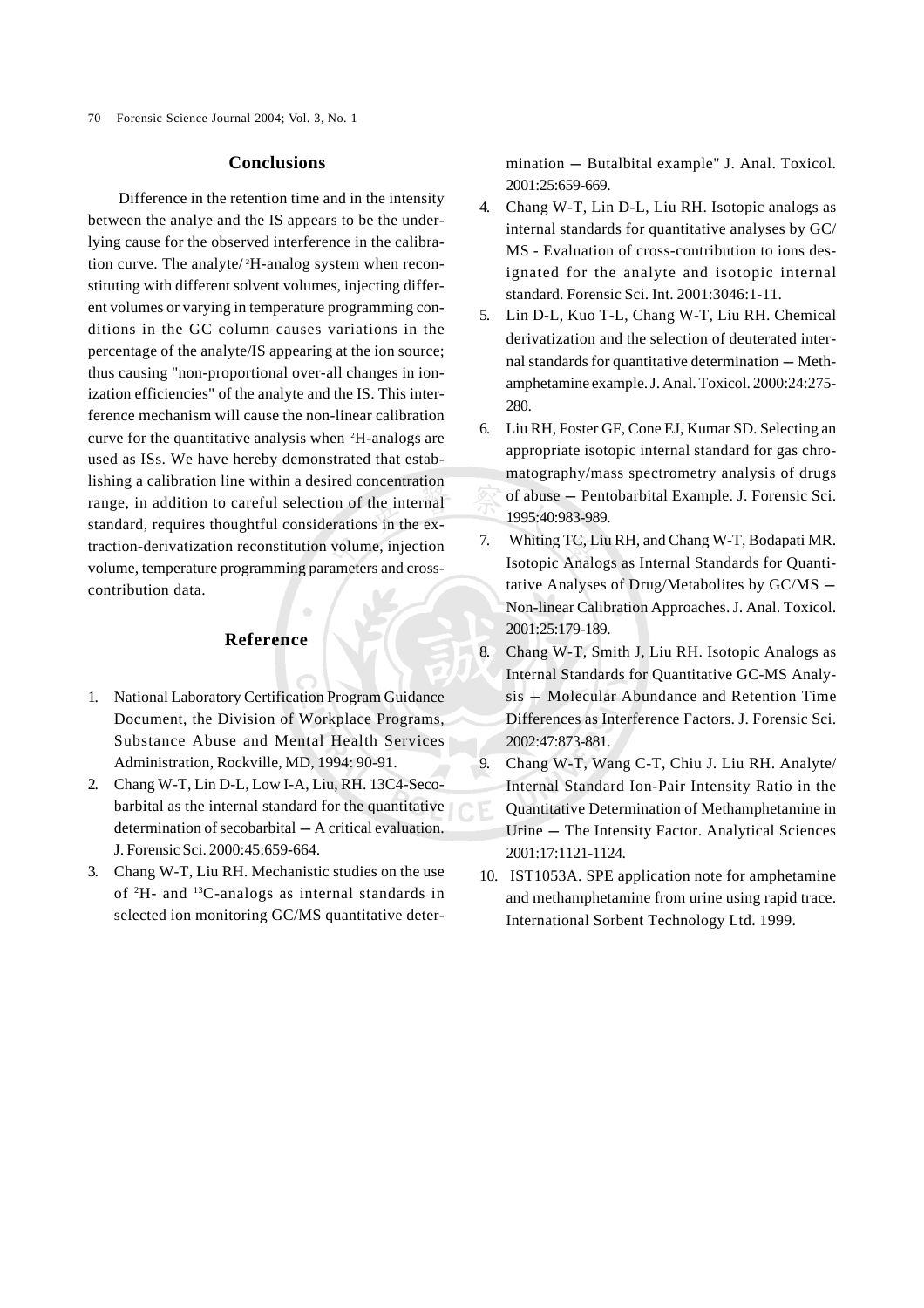## Conclusions

Difference in the retention time and in the intensity between the analye and the IS appears to be the underlying cause for the observed interference in the calibration curve. The analyte/ $^{2}$H-analog system when reconstituting with different solvent volumes, injecting different volumes or varying in temperature programming conditions in the GC column causes variations in the percentage of the analyte/IS appearing at the ion source; thus causing "non-proportional over-all changes in ionization efficiencies" of the analyte and the IS. This interference mechanism will cause the non-linear calibration curve for the quantitative analysis when $^{2}$H-analogs are used as ISs. We have hereby demonstrated that establishing a calibration line within a desired concentration range, in addition to careful selection of the internal standard, requires thoughtful considerations in the extraction-derivatization reconstitution volume, injection volume, temperature programming parameters and cross-contribution data.

## Reference

1. National Laboratory Certification Program Guidance Document, the Division of Workplace Programs, Substance Abuse and Mental Health Services Administration, Rockville, MD, 1994: 90-91.
2. Chang W-T, Lin D-L, Low I-A, Liu, RH. 13C4-Secobarbital as the internal standard for the quantitative determination of secobarbital ─ A critical evaluation. J. Forensic Sci. 2000:45:659-664.
3. Chang W-T, Liu RH. Mechanistic studies on the use of $^{2}$H- and $^{13}$C-analogs as internal standards in selected ion monitoring GC/MS quantitative determination ─ Butalbital example" J. Anal. Toxicol. 2001:25:659-669.
4. Chang W-T, Lin D-L, Liu RH. Isotopic analogs as internal standards for quantitative analyses by GC/ MS - Evaluation of cross-contribution to ions designated for the analyte and isotopic internal standard. Forensic Sci. Int. 2001:3046:1-11.
5. Lin D-L, Kuo T-L, Chang W-T, Liu RH. Chemical derivatization and the selection of deuterated internal standards for quantitative determination ─ Methamphetamine example. J. Anal. Toxicol. 2000:24:275-280.
6. Liu RH, Foster GF, Cone EJ, Kumar SD. Selecting an appropriate isotopic internal standard for gas chromatography/mass spectrometry analysis of drugs of abuse ─ Pentobarbital Example. J. Forensic Sci. 1995:40:983-989.
7. Whiting TC, Liu RH, and Chang W-T, Bodapati MR. Isotopic Analogs as Internal Standards for Quantitative Analyses of Drug/Metabolites by GC/MS ─ Non-linear Calibration Approaches. J. Anal. Toxicol. 2001:25:179-189.
8. Chang W-T, Smith J, Liu RH. Isotopic Analogs as Internal Standards for Quantitative GC-MS Analysis ─ Molecular Abundance and Retention Time Differences as Interference Factors. J. Forensic Sci. 2002:47:873-881.
9. Chang W-T, Wang C-T, Chiu J. Liu RH. Analyte/ Internal Standard Ion-Pair Intensity Ratio in the Quantitative Determination of Methamphetamine in Urine ─ The Intensity Factor. Analytical Sciences 2001:17:1121-1124.
10. IST1053A. SPE application note for amphetamine and methamphetamine from urine using rapid trace. International Sorbent Technology Ltd. 1999.